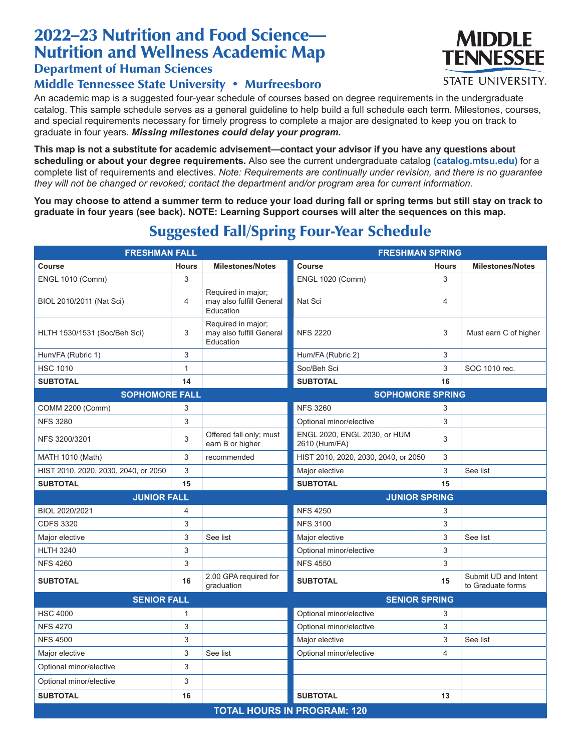# 2022–23 Nutrition and Food Science—Nutrition and Wellness Academic Map

## Department of Human Sciences

## Middle Tennessee State University • Murfreesboro

MIDDLE TENNESSEE STATE UNIVERSITY.

An academic map is a suggested four-year schedule of courses based on degree requirements in the undergraduate catalog. This sample schedule serves as a general guideline to help build a full schedule each term. Milestones, courses, and special requirements necessary for timely progress to complete a major are designated to keep you on track to graduate in four years. ***Missing milestones could delay your program.***

**This map is not a substitute for academic advisement—contact your advisor if you have any questions about scheduling or about your degree requirements.** Also see the current undergraduate catalog **(catalog.mtsu.edu)** for a complete list of requirements and electives. *Note: Requirements are continually under revision, and there is no guarantee they will not be changed or revoked; contact the department and/or program area for current information.*

**You may choose to attend a summer term to reduce your load during fall or spring terms but still stay on track to graduate in four years (see back). NOTE: Learning Support courses will alter the sequences on this map.**

## Suggested Fall/Spring Four-Year Schedule

| **FRESHMAN FALL** | | | **FRESHMAN SPRING** | | |
|---|---|---|---|---|---|
| **Course** | **Hours** | **Milestones/Notes** | **Course** | **Hours** | **Milestones/Notes** |
| ENGL 1010 (Comm) | 3 | | ENGL 1020 (Comm) | 3 | |
| BIOL 2010/2011 (Nat Sci) | 4 | Required in major; may also fulfill General Education | Nat Sci | 4 | |
| HLTH 1530/1531 (Soc/Beh Sci) | 3 | Required in major; may also fulfill General Education | NFS 2220 | 3 | Must earn C of higher |
| Hum/FA (Rubric 1) | 3 | | Hum/FA (Rubric 2) | 3 | |
| HSC 1010 | 1 | | Soc/Beh Sci | 3 | SOC 1010 rec. |
| **SUBTOTAL** | **14** | | **SUBTOTAL** | **16** | |
| **SOPHOMORE FALL** | | | **SOPHOMORE SPRING** | | |
| COMM 2200 (Comm) | 3 | | NFS 3260 | 3 | |
| NFS 3280 | 3 | | Optional minor/elective | 3 | |
| NFS 3200/3201 | 3 | Offered fall only; must earn B or higher | ENGL 2020, ENGL 2030, or HUM 2610 (Hum/FA) | 3 | |
| MATH 1010 (Math) | 3 | recommended | HIST 2010, 2020, 2030, 2040, or 2050 | 3 | |
| HIST 2010, 2020, 2030, 2040, or 2050 | 3 | | Major elective | 3 | See list |
| **SUBTOTAL** | **15** | | **SUBTOTAL** | **15** | |
| **JUNIOR FALL** | | | **JUNIOR SPRING** | | |
| BIOL 2020/2021 | 4 | | NFS 4250 | 3 | |
| CDFS 3320 | 3 | | NFS 3100 | 3 | |
| Major elective | 3 | See list | Major elective | 3 | See list |
| HLTH 3240 | 3 | | Optional minor/elective | 3 | |
| NFS 4260 | 3 | | NFS 4550 | 3 | |
| **SUBTOTAL** | **16** | 2.00 GPA required for graduation | **SUBTOTAL** | **15** | Submit UD and Intent to Graduate forms |
| **SENIOR FALL** | | | **SENIOR SPRING** | | |
| HSC 4000 | 1 | | Optional minor/elective | 3 | |
| NFS 4270 | 3 | | Optional minor/elective | 3 | |
| NFS 4500 | 3 | | Major elective | 3 | See list |
| Major elective | 3 | See list | Optional minor/elective | 4 | |
| Optional minor/elective | 3 | | | | |
| Optional minor/elective | 3 | | | | |
| **SUBTOTAL** | **16** | | **SUBTOTAL** | **13** | |
| **TOTAL HOURS IN PROGRAM: 120** | | | | | |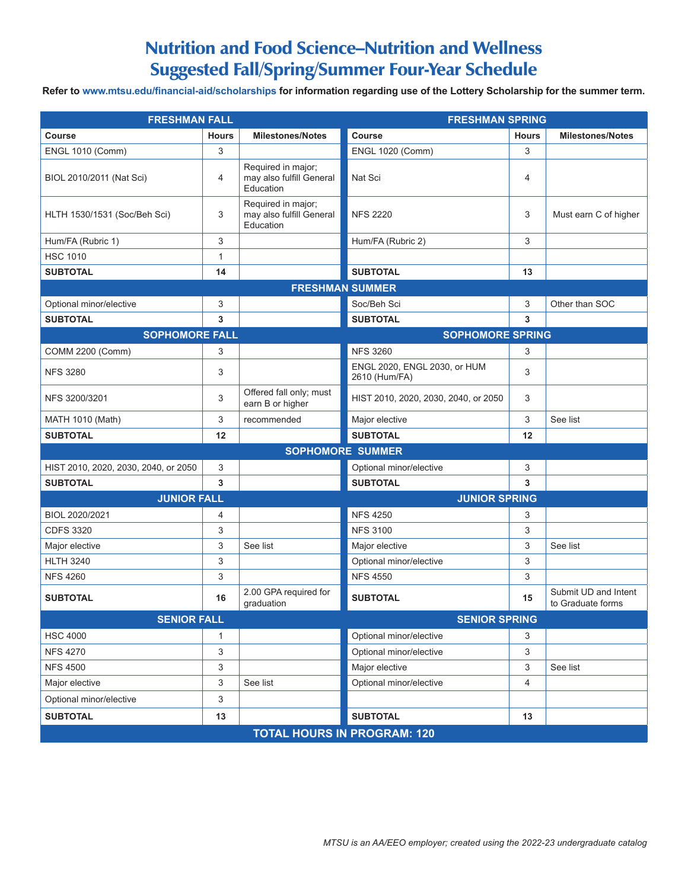# Nutrition and Food Science–Nutrition and Wellness
# Suggested Fall/Spring/Summer Four-Year Schedule

**Refer to www.mtsu.edu/financial-aid/scholarships for information regarding use of the Lottery Scholarship for the summer term.**

| FRESHMAN FALL | | | FRESHMAN SPRING | | |
|---|---|---|---|---|---|
| **Course** | **Hours** | **Milestones/Notes** | **Course** | **Hours** | **Milestones/Notes** |
| ENGL 1010 (Comm) | 3 | | ENGL 1020 (Comm) | 3 | |
| BIOL 2010/2011 (Nat Sci) | 4 | Required in major; may also fulfill General Education | Nat Sci | 4 | |
| HLTH 1530/1531 (Soc/Beh Sci) | 3 | Required in major; may also fulfill General Education | NFS 2220 | 3 | Must earn C of higher |
| Hum/FA (Rubric 1) | 3 | | Hum/FA (Rubric 2) | 3 | |
| HSC 1010 | 1 | | | | |
| **SUBTOTAL** | **14** | | **SUBTOTAL** | **13** | |
| **FRESHMAN SUMMER** | | | | | |
| Optional minor/elective | 3 | | Soc/Beh Sci | 3 | Other than SOC |
| **SUBTOTAL** | **3** | | **SUBTOTAL** | **3** | |
| **SOPHOMORE FALL** | | | **SOPHOMORE SPRING** | | |
| COMM 2200 (Comm) | 3 | | NFS 3260 | 3 | |
| NFS 3280 | 3 | | ENGL 2020, ENGL 2030, or HUM 2610 (Hum/FA) | 3 | |
| NFS 3200/3201 | 3 | Offered fall only; must earn B or higher | HIST 2010, 2020, 2030, 2040, or 2050 | 3 | |
| MATH 1010 (Math) | 3 | recommended | Major elective | 3 | See list |
| **SUBTOTAL** | **12** | | **SUBTOTAL** | **12** | |
| **SOPHOMORE SUMMER** | | | | | |
| HIST 2010, 2020, 2030, 2040, or 2050 | 3 | | Optional minor/elective | 3 | |
| **SUBTOTAL** | **3** | | **SUBTOTAL** | **3** | |
| **JUNIOR FALL** | | | **JUNIOR SPRING** | | |
| BIOL 2020/2021 | 4 | | NFS 4250 | 3 | |
| CDFS 3320 | 3 | | NFS 3100 | 3 | |
| Major elective | 3 | See list | Major elective | 3 | See list |
| HLTH 3240 | 3 | | Optional minor/elective | 3 | |
| NFS 4260 | 3 | | NFS 4550 | 3 | |
| **SUBTOTAL** | **16** | 2.00 GPA required for graduation | **SUBTOTAL** | **15** | Submit UD and Intent to Graduate forms |
| **SENIOR FALL** | | | **SENIOR SPRING** | | |
| HSC 4000 | 1 | | Optional minor/elective | 3 | |
| NFS 4270 | 3 | | Optional minor/elective | 3 | |
| NFS 4500 | 3 | | Major elective | 3 | See list |
| Major elective | 3 | See list | Optional minor/elective | 4 | |
| Optional minor/elective | 3 | | | | |
| **SUBTOTAL** | **13** | | **SUBTOTAL** | **13** | |
| **TOTAL HOURS IN PROGRAM: 120** | | | | | |

*MTSU is an AA/EEO employer; created using the 2022-23 undergraduate catalog*